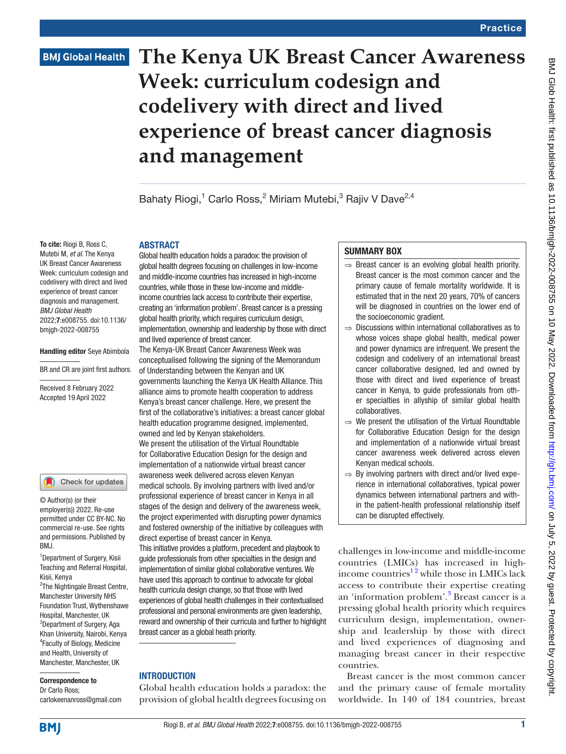# The Kenya UK Breast Cancer Awareness Week: curriculum codesign and codelivery with direct and lived experience of breast cancer diagnosis and management

Bahaty Riogi,[1] Carlo Ross,[2] Miriam Mutebi,[3] Rajiv V Dave[2,4]

**To cite:** Riogi B, Ross C, Mutebi M, *et al*. The Kenya UK Breast Cancer Awareness Week: curriculum codesign and codelivery with direct and lived experience of breast cancer diagnosis and management. *BMJ Global Health* 2022;**7**:e008755. doi:10.1136/bmjgh-2022-008755

**Handling editor** Seye Abimbola

BR and CR are joint first authors.

Received 8 February 2022
Accepted 19 April 2022

© Author(s) (or their employer(s)) 2022. Re-use permitted under CC BY-NC. No commercial re-use. See rights and permissions. Published by BMJ.

[1]Department of Surgery, Kisii Teaching and Referral Hospital, Kisii, Kenya
[2]The Nightingale Breast Centre, Manchester University NHS Foundation Trust, Wythenshawe Hospital, Manchester, UK
[3]Department of Surgery, Aga Khan University, Nairobi, Kenya
[4]Faculty of Biology, Medicine and Health, University of Manchester, Manchester, UK

**Correspondence to**
Dr Carlo Ross;
carlokeenanross@gmail.com

## ABSTRACT

Global health education holds a paradox: the provision of global health degrees focusing on challenges in low-income and middle-income countries has increased in high-income countries, while those in these low-income and middle-income countries lack access to contribute their expertise, creating an 'information problem'. Breast cancer is a pressing global health priority, which requires curriculum design, implementation, ownership and leadership by those with direct and lived experience of breast cancer.

The Kenya-UK Breast Cancer Awareness Week was conceptualised following the signing of the Memorandum of Understanding between the Kenyan and UK governments launching the Kenya UK Health Alliance. This alliance aims to promote health cooperation to address Kenya's breast cancer challenge. Here, we present the first of the collaborative's initiatives: a breast cancer global health education programme designed, implemented, owned and led by Kenyan stakeholders.

We present the utilisation of the Virtual Roundtable for Collaborative Education Design for the design and implementation of a nationwide virtual breast cancer awareness week delivered across eleven Kenyan medical schools. By involving partners with lived and/or professional experience of breast cancer in Kenya in all stages of the design and delivery of the awareness week, the project experimented with disrupting power dynamics and fostered ownership of the initiative by colleagues with direct expertise of breast cancer in Kenya.

This initiative provides a platform, precedent and playbook to guide professionals from other specialties in the design and implementation of similar global collaborative ventures. We have used this approach to continue to advocate for global health curricula design change, so that those with lived experiences of global health challenges in their contextualised professional and personal environments are given leadership, reward and ownership of their curricula and further to highlight breast cancer as a global heath priority.

## SUMMARY BOX

- ⇒ Breast cancer is an evolving global health priority. Breast cancer is the most common cancer and the primary cause of female mortality worldwide. It is estimated that in the next 20 years, 70% of cancers will be diagnosed in countries on the lower end of the socioeconomic gradient.
- ⇒ Discussions within international collaboratives as to whose voices shape global health, medical power and power dynamics are infrequent. We present the codesign and codelivery of an international breast cancer collaborative designed, led and owned by those with direct and lived experience of breast cancer in Kenya, to guide professionals from other specialties in allyship of similar global health collaboratives.
- ⇒ We present the utilisation of the Virtual Roundtable for Collaborative Education Design for the design and implementation of a nationwide virtual breast cancer awareness week delivered across eleven Kenyan medical schools.
- ⇒ By involving partners with direct and/or lived experience in international collaboratives, typical power dynamics between international partners and within the patient-health professional relationship itself can be disrupted effectively.

## INTRODUCTION

Global health education holds a paradox: the provision of global health degrees focusing on challenges in low-income and middle-income countries (LMICs) has increased in high-income countries[1,2] while those in LMICs lack access to contribute their expertise creating an 'information problem'.[3] Breast cancer is a pressing global health priority which requires curriculum design, implementation, ownership and leadership by those with direct and lived experiences of diagnosing and managing breast cancer in their respective countries.

Breast cancer is the most common cancer and the primary cause of female mortality worldwide. In 140 of 184 countries, breast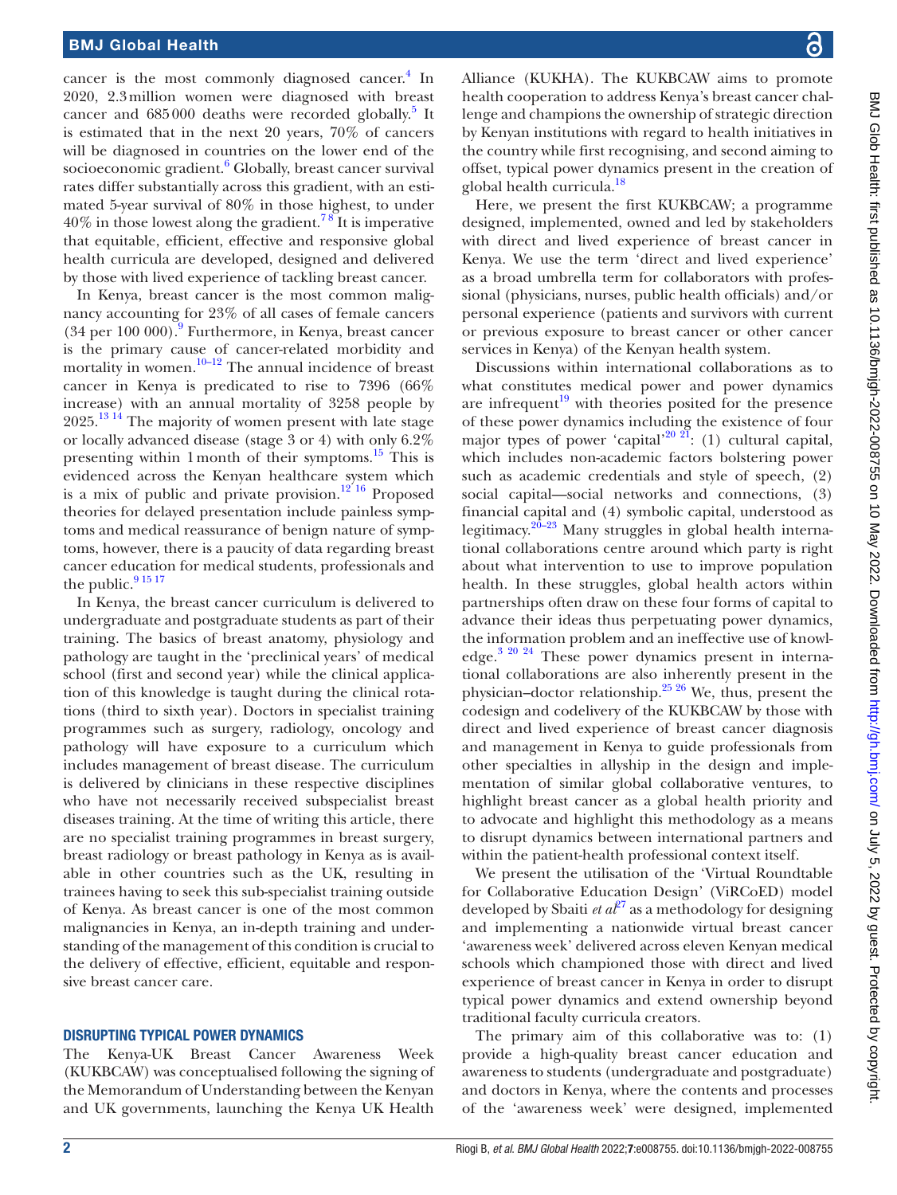cancer is the most commonly diagnosed cancer.[4] In 2020, 2.3 million women were diagnosed with breast cancer and 685 000 deaths were recorded globally.[5] It is estimated that in the next 20 years, 70% of cancers will be diagnosed in countries on the lower end of the socioeconomic gradient.[6] Globally, breast cancer survival rates differ substantially across this gradient, with an estimated 5-year survival of 80% in those highest, to under 40% in those lowest along the gradient.[7,8] It is imperative that equitable, efficient, effective and responsive global health curricula are developed, designed and delivered by those with lived experience of tackling breast cancer.

In Kenya, breast cancer is the most common malignancy accounting for 23% of all cases of female cancers (34 per 100 000).[9] Furthermore, in Kenya, breast cancer is the primary cause of cancer-related morbidity and mortality in women.[10–12] The annual incidence of breast cancer in Kenya is predicated to rise to 7396 (66% increase) with an annual mortality of 3258 people by 2025.[13,14] The majority of women present with late stage or locally advanced disease (stage 3 or 4) with only 6.2% presenting within 1 month of their symptoms.[15] This is evidenced across the Kenyan healthcare system which is a mix of public and private provision.[12,16] Proposed theories for delayed presentation include painless symptoms and medical reassurance of benign nature of symptoms, however, there is a paucity of data regarding breast cancer education for medical students, professionals and the public.[9,15,17]

In Kenya, the breast cancer curriculum is delivered to undergraduate and postgraduate students as part of their training. The basics of breast anatomy, physiology and pathology are taught in the 'preclinical years' of medical school (first and second year) while the clinical application of this knowledge is taught during the clinical rotations (third to sixth year). Doctors in specialist training programmes such as surgery, radiology, oncology and pathology will have exposure to a curriculum which includes management of breast disease. The curriculum is delivered by clinicians in these respective disciplines who have not necessarily received subspecialist breast diseases training. At the time of writing this article, there are no specialist training programmes in breast surgery, breast radiology or breast pathology in Kenya as is available in other countries such as the UK, resulting in trainees having to seek this sub-specialist training outside of Kenya. As breast cancer is one of the most common malignancies in Kenya, an in-depth training and understanding of the management of this condition is crucial to the delivery of effective, efficient, equitable and responsive breast cancer care.

## DISRUPTING TYPICAL POWER DYNAMICS

The Kenya-UK Breast Cancer Awareness Week (KUKBCAW) was conceptualised following the signing of the Memorandum of Understanding between the Kenyan and UK governments, launching the Kenya UK Health Alliance (KUKHA). The KUKBCAW aims to promote health cooperation to address Kenya's breast cancer challenge and champions the ownership of strategic direction by Kenyan institutions with regard to health initiatives in the country while first recognising, and second aiming to offset, typical power dynamics present in the creation of global health curricula.[18]

Here, we present the first KUKBCAW; a programme designed, implemented, owned and led by stakeholders with direct and lived experience of breast cancer in Kenya. We use the term 'direct and lived experience' as a broad umbrella term for collaborators with professional (physicians, nurses, public health officials) and/or personal experience (patients and survivors with current or previous exposure to breast cancer or other cancer services in Kenya) of the Kenyan health system.

Discussions within international collaborations as to what constitutes medical power and power dynamics are infrequent[19] with theories posited for the presence of these power dynamics including the existence of four major types of power 'capital'[20,21]: (1) cultural capital, which includes non-academic factors bolstering power such as academic credentials and style of speech, (2) social capital—social networks and connections, (3) financial capital and (4) symbolic capital, understood as legitimacy.[20–23] Many struggles in global health international collaborations centre around which party is right about what intervention to use to improve population health. In these struggles, global health actors within partnerships often draw on these four forms of capital to advance their ideas thus perpetuating power dynamics, the information problem and an ineffective use of knowledge.[3,20,24] These power dynamics present in international collaborations are also inherently present in the physician–doctor relationship.[25,26] We, thus, present the codesign and codelivery of the KUKBCAW by those with direct and lived experience of breast cancer diagnosis and management in Kenya to guide professionals from other specialties in allyship in the design and implementation of similar global collaborative ventures, to highlight breast cancer as a global health priority and to advocate and highlight this methodology as a means to disrupt dynamics between international partners and within the patient-health professional context itself.

We present the utilisation of the 'Virtual Roundtable for Collaborative Education Design' (ViRCoED) model developed by Sbaiti *et al*[27] as a methodology for designing and implementing a nationwide virtual breast cancer 'awareness week' delivered across eleven Kenyan medical schools which championed those with direct and lived experience of breast cancer in Kenya in order to disrupt typical power dynamics and extend ownership beyond traditional faculty curricula creators.

The primary aim of this collaborative was to: (1) provide a high-quality breast cancer education and awareness to students (undergraduate and postgraduate) and doctors in Kenya, where the contents and processes of the 'awareness week' were designed, implemented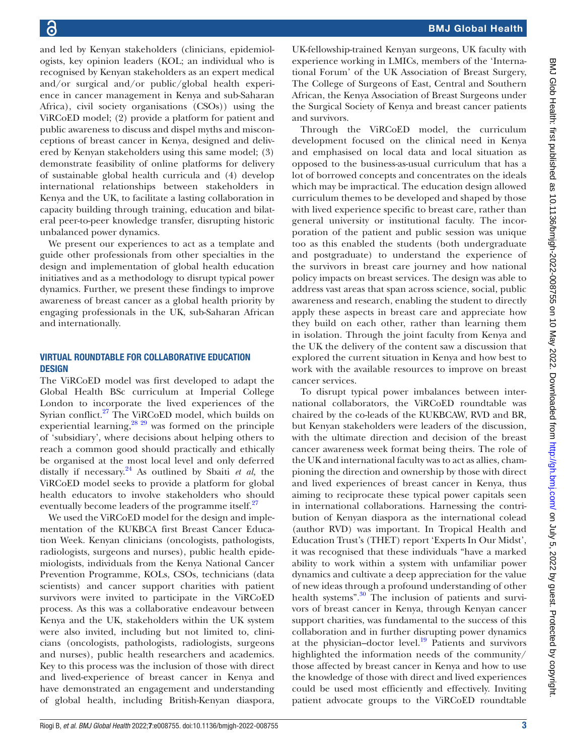and led by Kenyan stakeholders (clinicians, epidemiologists, key opinion leaders (KOL; an individual who is recognised by Kenyan stakeholders as an expert medical and/or surgical and/or public/global health experience in cancer management in Kenya and sub-Saharan Africa), civil society organisations (CSOs)) using the ViRCoED model; (2) provide a platform for patient and public awareness to discuss and dispel myths and misconceptions of breast cancer in Kenya, designed and delivered by Kenyan stakeholders using this same model; (3) demonstrate feasibility of online platforms for delivery of sustainable global health curricula and (4) develop international relationships between stakeholders in Kenya and the UK, to facilitate a lasting collaboration in capacity building through training, education and bilateral peer-to-peer knowledge transfer, disrupting historic unbalanced power dynamics.

We present our experiences to act as a template and guide other professionals from other specialties in the design and implementation of global health education initiatives and as a methodology to disrupt typical power dynamics. Further, we present these findings to improve awareness of breast cancer as a global health priority by engaging professionals in the UK, sub-Saharan African and internationally.

## VIRTUAL ROUNDTABLE FOR COLLABORATIVE EDUCATION DESIGN

The ViRCoED model was first developed to adapt the Global Health BSc curriculum at Imperial College London to incorporate the lived experiences of the Syrian conflict.[27] The ViRCoED model, which builds on experiential learning,[28 29] was formed on the principle of 'subsidiary', where decisions about helping others to reach a common good should practically and ethically be organised at the most local level and only deferred distally if necessary.[24] As outlined by Sbaiti *et al,* the ViRCoED model seeks to provide a platform for global health educators to involve stakeholders who should eventually become leaders of the programme itself.[27]

We used the ViRCoED model for the design and implementation of the KUKBCA first Breast Cancer Education Week. Kenyan clinicians (oncologists, pathologists, radiologists, surgeons and nurses), public health epidemiologists, individuals from the Kenya National Cancer Prevention Programme, KOLs, CSOs, technicians (data scientists) and cancer support charities with patient survivors were invited to participate in the ViRCoED process. As this was a collaborative endeavour between Kenya and the UK, stakeholders within the UK system were also invited, including but not limited to, clinicians (oncologists, pathologists, radiologists, surgeons and nurses), public health researchers and academics. Key to this process was the inclusion of those with direct and lived-experience of breast cancer in Kenya and have demonstrated an engagement and understanding of global health, including British-Kenyan diaspora, UK-fellowship-trained Kenyan surgeons, UK faculty with experience working in LMICs, members of the 'International Forum' of the UK Association of Breast Surgery, The College of Surgeons of East, Central and Southern African, the Kenya Association of Breast Surgeons under the Surgical Society of Kenya and breast cancer patients and survivors.

Through the ViRCoED model, the curriculum development focused on the clinical need in Kenya and emphasised on local data and local situation as opposed to the business-as-usual curriculum that has a lot of borrowed concepts and concentrates on the ideals which may be impractical. The education design allowed curriculum themes to be developed and shaped by those with lived experience specific to breast care, rather than general university or institutional faculty. The incorporation of the patient and public session was unique too as this enabled the students (both undergraduate and postgraduate) to understand the experience of the survivors in breast care journey and how national policy impacts on breast services. The design was able to address vast areas that span across science, social, public awareness and research, enabling the student to directly apply these aspects in breast care and appreciate how they build on each other, rather than learning them in isolation. Through the joint faculty from Kenya and the UK the delivery of the content saw a discussion that explored the current situation in Kenya and how best to work with the available resources to improve on breast cancer services.

To disrupt typical power imbalances between international collaborators, the ViRCoED roundtable was chaired by the co-leads of the KUKBCAW, RVD and BR, but Kenyan stakeholders were leaders of the discussion, with the ultimate direction and decision of the breast cancer awareness week format being theirs. The role of the UK and international faculty was to act as allies, championing the direction and ownership by those with direct and lived experiences of breast cancer in Kenya, thus aiming to reciprocate these typical power capitals seen in international collaborations. Harnessing the contribution of Kenyan diaspora as the international colead (author RVD) was important. In Tropical Health and Education Trust's (THET) report 'Experts In Our Midst', it was recognised that these individuals "have a marked ability to work within a system with unfamiliar power dynamics and cultivate a deep appreciation for the value of new ideas through a profound understanding of other health systems".[30] The inclusion of patients and survivors of breast cancer in Kenya, through Kenyan cancer support charities, was fundamental to the success of this collaboration and in further disrupting power dynamics at the physician–doctor level.[19] Patients and survivors highlighted the information needs of the community/those affected by breast cancer in Kenya and how to use the knowledge of those with direct and lived experiences could be used most efficiently and effectively. Inviting patient advocate groups to the ViRCoED roundtable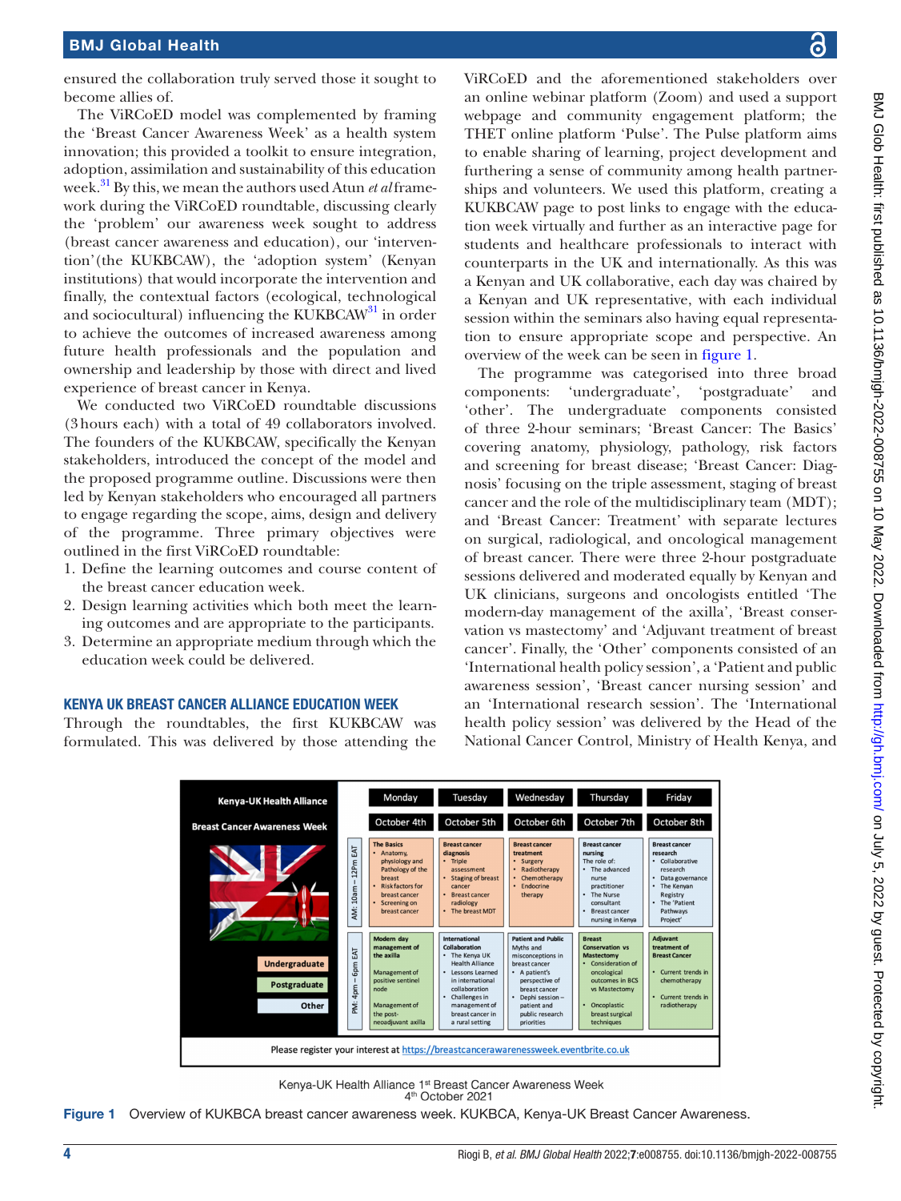ensured the collaboration truly served those it sought to become allies of.

The ViRCoED model was complemented by framing the 'Breast Cancer Awareness Week' as a health system innovation; this provided a toolkit to ensure integration, adoption, assimilation and sustainability of this education week.[31] By this, we mean the authors used Atun *et al* framework during the ViRCoED roundtable, discussing clearly the 'problem' our awareness week sought to address (breast cancer awareness and education), our 'intervention' (the KUKBCAW), the 'adoption system' (Kenyan institutions) that would incorporate the intervention and finally, the contextual factors (ecological, technological and sociocultural) influencing the KUKBCAW[31] in order to achieve the outcomes of increased awareness among future health professionals and the population and ownership and leadership by those with direct and lived experience of breast cancer in Kenya.

We conducted two ViRCoED roundtable discussions (3 hours each) with a total of 49 collaborators involved. The founders of the KUKBCAW, specifically the Kenyan stakeholders, introduced the concept of the model and the proposed programme outline. Discussions were then led by Kenyan stakeholders who encouraged all partners to engage regarding the scope, aims, design and delivery of the programme. Three primary objectives were outlined in the first ViRCoED roundtable:

1. Define the learning outcomes and course content of the breast cancer education week.
2. Design learning activities which both meet the learning outcomes and are appropriate to the participants.
3. Determine an appropriate medium through which the education week could be delivered.

## KENYA UK BREAST CANCER ALLIANCE EDUCATION WEEK

Through the roundtables, the first KUKBCAW was formulated. This was delivered by those attending the ViRCoED and the aforementioned stakeholders over an online webinar platform (Zoom) and used a support webpage and community engagement platform; the THET online platform 'Pulse'. The Pulse platform aims to enable sharing of learning, project development and furthering a sense of community among health partnerships and volunteers. We used this platform, creating a KUKBCAW page to post links to engage with the education week virtually and further as an interactive page for students and healthcare professionals to interact with counterparts in the UK and internationally. As this was a Kenyan and UK collaborative, each day was chaired by a Kenyan and UK representative, with each individual session within the seminars also having equal representation to ensure appropriate scope and perspective. An overview of the week can be seen in figure 1.

The programme was categorised into three broad components: 'undergraduate', 'postgraduate' and 'other'. The undergraduate components consisted of three 2-hour seminars; 'Breast Cancer: The Basics' covering anatomy, physiology, pathology, risk factors and screening for breast disease; 'Breast Cancer: Diagnosis' focusing on the triple assessment, staging of breast cancer and the role of the multidisciplinary team (MDT); and 'Breast Cancer: Treatment' with separate lectures on surgical, radiological, and oncological management of breast cancer. There were three 2-hour postgraduate sessions delivered and moderated equally by Kenyan and UK clinicians, surgeons and oncologists entitled 'The modern-day management of the axilla', 'Breast conservation vs mastectomy' and 'Adjuvant treatment of breast cancer'. Finally, the 'Other' components consisted of an 'International health policy session', a 'Patient and public awareness session', 'Breast cancer nursing session' and an 'International research session'. The 'International health policy session' was delivered by the Head of the National Cancer Control, Ministry of Health Kenya, and

| Kenya-UK Health Alliance Breast Cancer Awareness Week | Monday October 4th | Tuesday October 5th | Wednesday October 6th | Thursday October 7th | Friday October 8th |
|---|---|---|---|---|---|
| AM: 10am – 12Pm EAT | **The Basics** • Anatomy, physiology and Pathology of the breast • Riskfactors for breast cancer • Screening on breast cancer | **Breast cancer diagnosis** • Triple assessment • Staging of breast cancer • Breast cancer radiology • The breast MDT | **Breast cancer treatment** • Surgery • Radiotherapy • Chemotherapy • Endocrine therapy | **Breast cancer nursing** The role of: • The advanced nurse practitioner • The Nurse consultant • Breast cancer nursing in Kenya | **Breast cancer research** • Collaborative research • Data governance • The Kenyan Registry • The 'Patient Pathways Project' |
| PM: 4pm – 6pm EAT | **Modern day management of the axilla** Management of positive sentinel node; Management of the post-neoadjuvant axilla | **International Collaboration** • The Kenya UK Health Alliance • Lessons Learned in international collaboration • Challenges in management of breast cancer in a rural setting | **Patient and Public** Myths and misconceptions in breast cancer • A patient's perspective of breast cancer • Dephi session – patient and public research priorities | **Breast Conservation vs Mastectomy** • Consideration of oncological outcomes in BCS vs Mastectomy • Oncoplastic breast surgical techniques | **Adjuvant treatment of Breast Cancer** • Current trends in chemotherapy • Current trends in radiotherapy |

Legend: Undergraduate; Postgraduate; Other

Please register your interest at https://breastcancerawarenessweek.eventbrite.co.uk

Kenya-UK Health Alliance 1st Breast Cancer Awareness Week
4th October 2021

**Figure 1** Overview of KUKBCA breast cancer awareness week. KUKBCA, Kenya-UK Breast Cancer Awareness.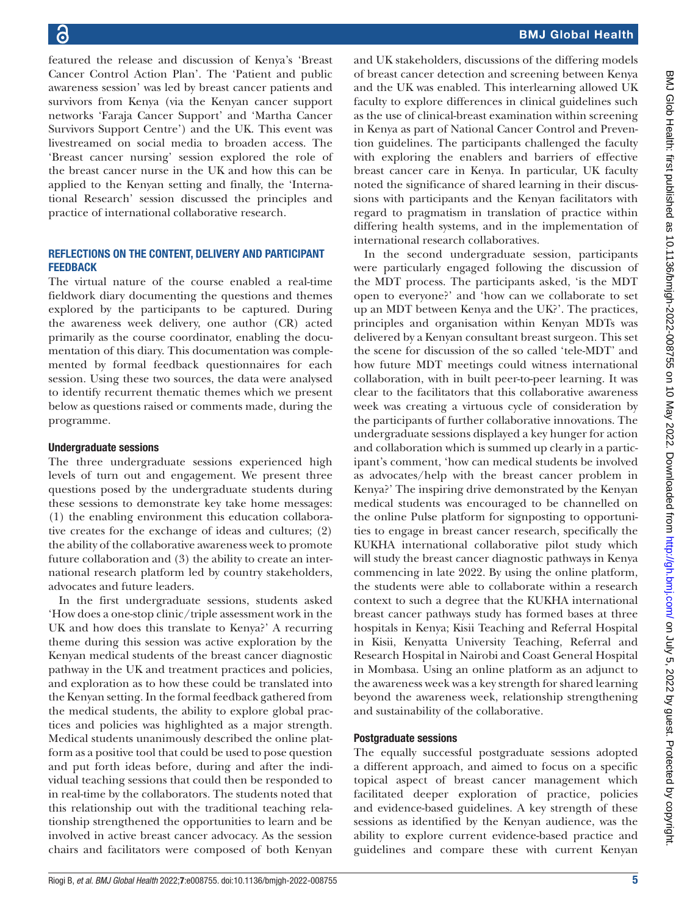featured the release and discussion of Kenya's 'Breast Cancer Control Action Plan'. The 'Patient and public awareness session' was led by breast cancer patients and survivors from Kenya (via the Kenyan cancer support networks 'Faraja Cancer Support' and 'Martha Cancer Survivors Support Centre') and the UK. This event was livestreamed on social media to broaden access. The 'Breast cancer nursing' session explored the role of the breast cancer nurse in the UK and how this can be applied to the Kenyan setting and finally, the 'International Research' session discussed the principles and practice of international collaborative research.

## REFLECTIONS ON THE CONTENT, DELIVERY AND PARTICIPANT FEEDBACK

The virtual nature of the course enabled a real-time fieldwork diary documenting the questions and themes explored by the participants to be captured. During the awareness week delivery, one author (CR) acted primarily as the course coordinator, enabling the documentation of this diary. This documentation was complemented by formal feedback questionnaires for each session. Using these two sources, the data were analysed to identify recurrent thematic themes which we present below as questions raised or comments made, during the programme.

### Undergraduate sessions

The three undergraduate sessions experienced high levels of turn out and engagement. We present three questions posed by the undergraduate students during these sessions to demonstrate key take home messages: (1) the enabling environment this education collaborative creates for the exchange of ideas and cultures; (2) the ability of the collaborative awareness week to promote future collaboration and (3) the ability to create an international research platform led by country stakeholders, advocates and future leaders.

In the first undergraduate sessions, students asked 'How does a one-stop clinic/triple assessment work in the UK and how does this translate to Kenya?' A recurring theme during this session was active exploration by the Kenyan medical students of the breast cancer diagnostic pathway in the UK and treatment practices and policies, and exploration as to how these could be translated into the Kenyan setting. In the formal feedback gathered from the medical students, the ability to explore global practices and policies was highlighted as a major strength. Medical students unanimously described the online platform as a positive tool that could be used to pose question and put forth ideas before, during and after the individual teaching sessions that could then be responded to in real-time by the collaborators. The students noted that this relationship out with the traditional teaching relationship strengthened the opportunities to learn and be involved in active breast cancer advocacy. As the session chairs and facilitators were composed of both Kenyan and UK stakeholders, discussions of the differing models of breast cancer detection and screening between Kenya and the UK was enabled. This interlearning allowed UK faculty to explore differences in clinical guidelines such as the use of clinical-breast examination within screening in Kenya as part of National Cancer Control and Prevention guidelines. The participants challenged the faculty with exploring the enablers and barriers of effective breast cancer care in Kenya. In particular, UK faculty noted the significance of shared learning in their discussions with participants and the Kenyan facilitators with regard to pragmatism in translation of practice within differing health systems, and in the implementation of international research collaboratives.

In the second undergraduate session, participants were particularly engaged following the discussion of the MDT process. The participants asked, 'is the MDT open to everyone?' and 'how can we collaborate to set up an MDT between Kenya and the UK?'. The practices, principles and organisation within Kenyan MDTs was delivered by a Kenyan consultant breast surgeon. This set the scene for discussion of the so called 'tele-MDT' and how future MDT meetings could witness international collaboration, with in built peer-to-peer learning. It was clear to the facilitators that this collaborative awareness week was creating a virtuous cycle of consideration by the participants of further collaborative innovations. The undergraduate sessions displayed a key hunger for action and collaboration which is summed up clearly in a participant's comment, 'how can medical students be involved as advocates/help with the breast cancer problem in Kenya?' The inspiring drive demonstrated by the Kenyan medical students was encouraged to be channelled on the online Pulse platform for signposting to opportunities to engage in breast cancer research, specifically the KUKHA international collaborative pilot study which will study the breast cancer diagnostic pathways in Kenya commencing in late 2022. By using the online platform, the students were able to collaborate within a research context to such a degree that the KUKHA international breast cancer pathways study has formed bases at three hospitals in Kenya; Kisii Teaching and Referral Hospital in Kisii, Kenyatta University Teaching, Referral and Research Hospital in Nairobi and Coast General Hospital in Mombasa. Using an online platform as an adjunct to the awareness week was a key strength for shared learning beyond the awareness week, relationship strengthening and sustainability of the collaborative.

### Postgraduate sessions

The equally successful postgraduate sessions adopted a different approach, and aimed to focus on a specific topical aspect of breast cancer management which facilitated deeper exploration of practice, policies and evidence-based guidelines. A key strength of these sessions as identified by the Kenyan audience, was the ability to explore current evidence-based practice and guidelines and compare these with current Kenyan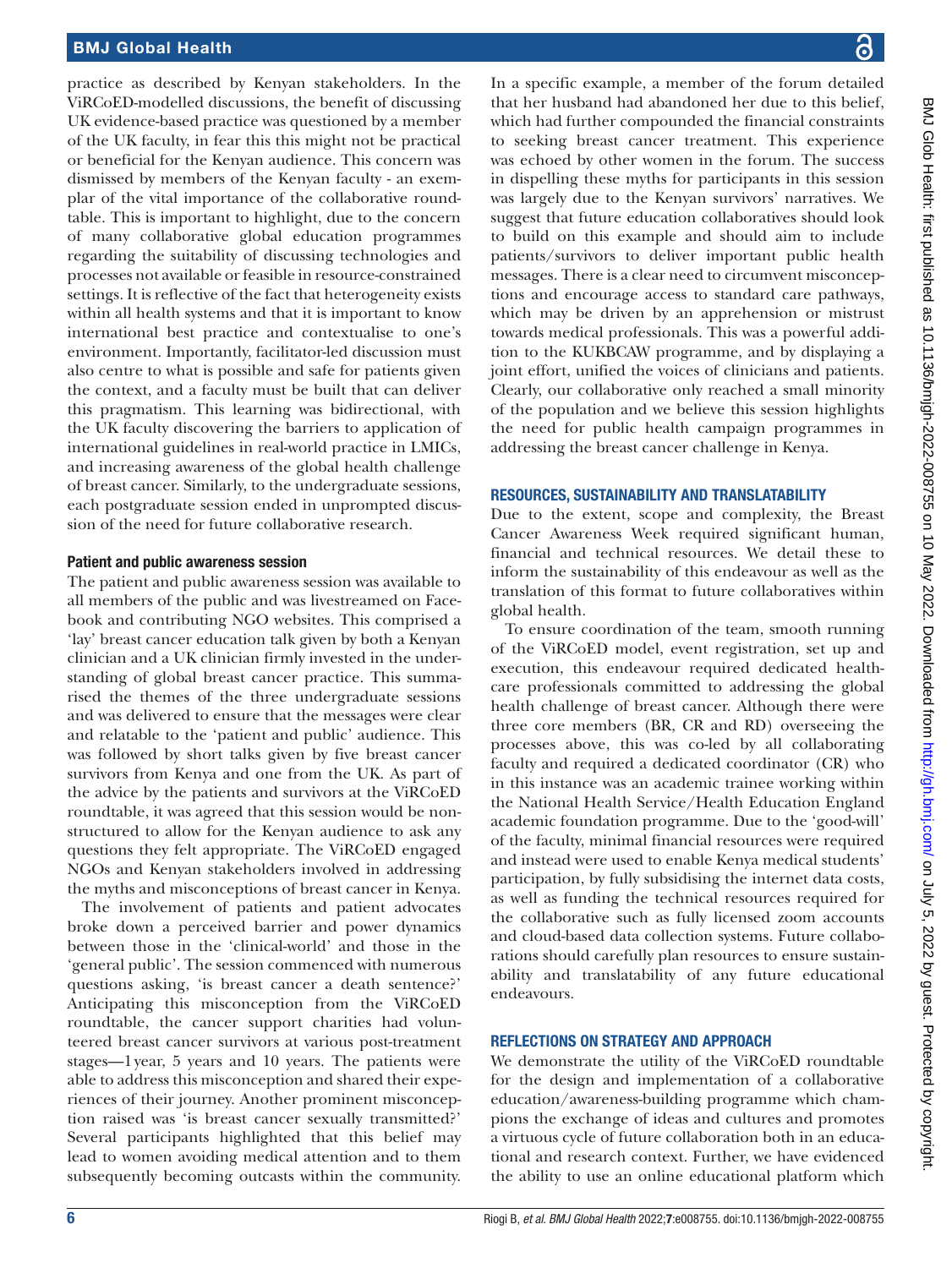practice as described by Kenyan stakeholders. In the ViRCoED-modelled discussions, the benefit of discussing UK evidence-based practice was questioned by a member of the UK faculty, in fear this this might not be practical or beneficial for the Kenyan audience. This concern was dismissed by members of the Kenyan faculty - an exemplar of the vital importance of the collaborative roundtable. This is important to highlight, due to the concern of many collaborative global education programmes regarding the suitability of discussing technologies and processes not available or feasible in resource-constrained settings. It is reflective of the fact that heterogeneity exists within all health systems and that it is important to know international best practice and contextualise to one's environment. Importantly, facilitator-led discussion must also centre to what is possible and safe for patients given the context, and a faculty must be built that can deliver this pragmatism. This learning was bidirectional, with the UK faculty discovering the barriers to application of international guidelines in real-world practice in LMICs, and increasing awareness of the global health challenge of breast cancer. Similarly, to the undergraduate sessions, each postgraduate session ended in unprompted discussion of the need for future collaborative research.

### Patient and public awareness session

The patient and public awareness session was available to all members of the public and was livestreamed on Facebook and contributing NGO websites. This comprised a 'lay' breast cancer education talk given by both a Kenyan clinician and a UK clinician firmly invested in the understanding of global breast cancer practice. This summarised the themes of the three undergraduate sessions and was delivered to ensure that the messages were clear and relatable to the 'patient and public' audience. This was followed by short talks given by five breast cancer survivors from Kenya and one from the UK. As part of the advice by the patients and survivors at the ViRCoED roundtable, it was agreed that this session would be non-structured to allow for the Kenyan audience to ask any questions they felt appropriate. The ViRCoED engaged NGOs and Kenyan stakeholders involved in addressing the myths and misconceptions of breast cancer in Kenya.

The involvement of patients and patient advocates broke down a perceived barrier and power dynamics between those in the 'clinical-world' and those in the 'general public'. The session commenced with numerous questions asking, 'is breast cancer a death sentence?' Anticipating this misconception from the ViRCoED roundtable, the cancer support charities had volunteered breast cancer survivors at various post-treatment stages—1 year, 5 years and 10 years. The patients were able to address this misconception and shared their experiences of their journey. Another prominent misconception raised was 'is breast cancer sexually transmitted?' Several participants highlighted that this belief may lead to women avoiding medical attention and to them subsequently becoming outcasts within the community. In a specific example, a member of the forum detailed that her husband had abandoned her due to this belief, which had further compounded the financial constraints to seeking breast cancer treatment. This experience was echoed by other women in the forum. The success in dispelling these myths for participants in this session was largely due to the Kenyan survivors' narratives. We suggest that future education collaboratives should look to build on this example and should aim to include patients/survivors to deliver important public health messages. There is a clear need to circumvent misconceptions and encourage access to standard care pathways, which may be driven by an apprehension or mistrust towards medical professionals. This was a powerful addition to the KUKBCAW programme, and by displaying a joint effort, unified the voices of clinicians and patients. Clearly, our collaborative only reached a small minority of the population and we believe this session highlights the need for public health campaign programmes in addressing the breast cancer challenge in Kenya.

## RESOURCES, SUSTAINABILITY AND TRANSLATABILITY

Due to the extent, scope and complexity, the Breast Cancer Awareness Week required significant human, financial and technical resources. We detail these to inform the sustainability of this endeavour as well as the translation of this format to future collaboratives within global health.

To ensure coordination of the team, smooth running of the ViRCoED model, event registration, set up and execution, this endeavour required dedicated healthcare professionals committed to addressing the global health challenge of breast cancer. Although there were three core members (BR, CR and RD) overseeing the processes above, this was co-led by all collaborating faculty and required a dedicated coordinator (CR) who in this instance was an academic trainee working within the National Health Service/Health Education England academic foundation programme. Due to the 'good-will' of the faculty, minimal financial resources were required and instead were used to enable Kenya medical students' participation, by fully subsidising the internet data costs, as well as funding the technical resources required for the collaborative such as fully licensed zoom accounts and cloud-based data collection systems. Future collaborations should carefully plan resources to ensure sustainability and translatability of any future educational endeavours.

## REFLECTIONS ON STRATEGY AND APPROACH

We demonstrate the utility of the ViRCoED roundtable for the design and implementation of a collaborative education/awareness-building programme which champions the exchange of ideas and cultures and promotes a virtuous cycle of future collaboration both in an educational and research context. Further, we have evidenced the ability to use an online educational platform which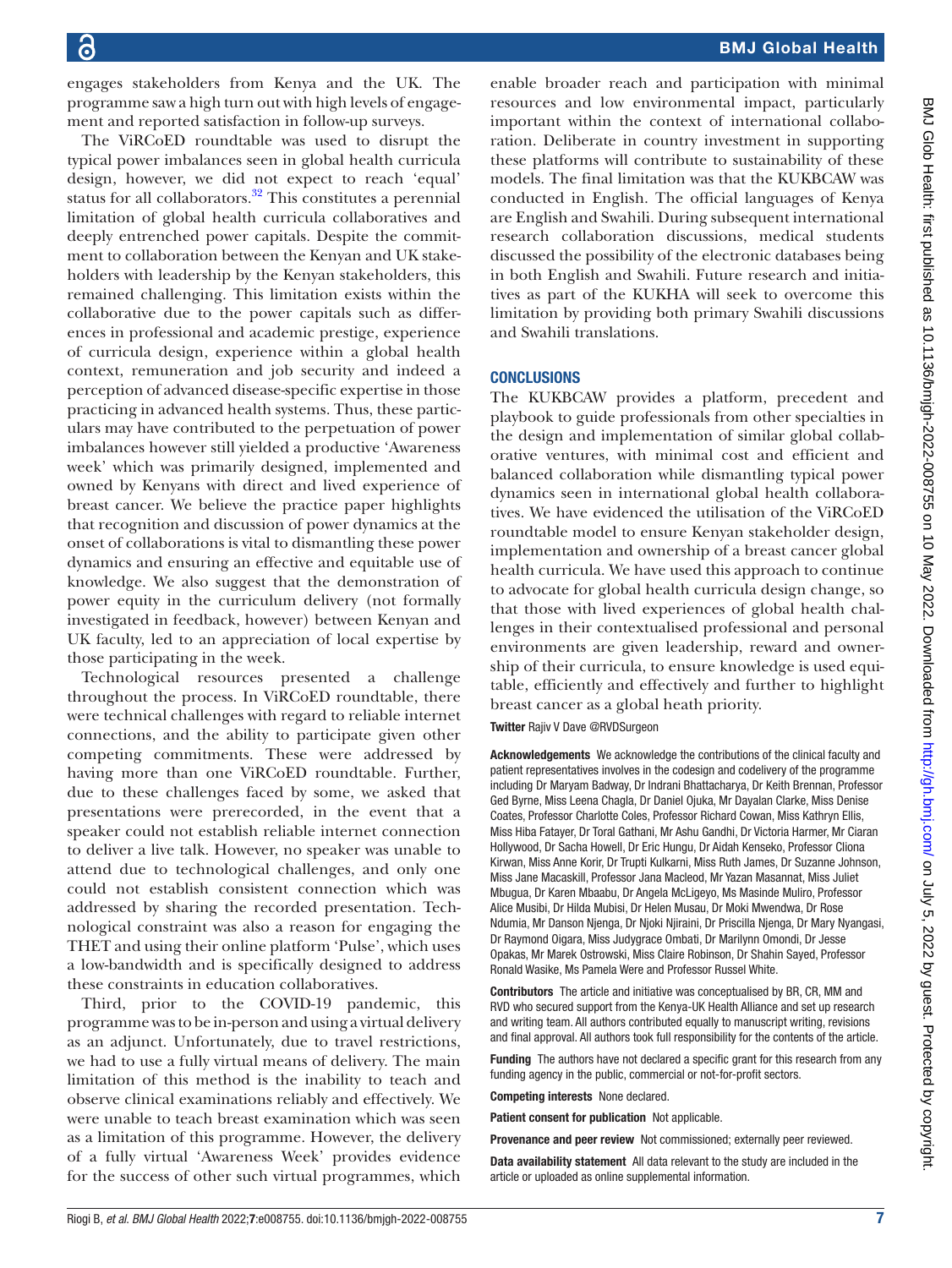engages stakeholders from Kenya and the UK. The programme saw a high turn out with high levels of engagement and reported satisfaction in follow-up surveys.

The ViRCoED roundtable was used to disrupt the typical power imbalances seen in global health curricula design, however, we did not expect to reach 'equal' status for all collaborators.[32] This constitutes a perennial limitation of global health curricula collaboratives and deeply entrenched power capitals. Despite the commitment to collaboration between the Kenyan and UK stakeholders with leadership by the Kenyan stakeholders, this remained challenging. This limitation exists within the collaborative due to the power capitals such as differences in professional and academic prestige, experience of curricula design, experience within a global health context, remuneration and job security and indeed a perception of advanced disease-specific expertise in those practicing in advanced health systems. Thus, these particulars may have contributed to the perpetuation of power imbalances however still yielded a productive 'Awareness week' which was primarily designed, implemented and owned by Kenyans with direct and lived experience of breast cancer. We believe the practice paper highlights that recognition and discussion of power dynamics at the onset of collaborations is vital to dismantling these power dynamics and ensuring an effective and equitable use of knowledge. We also suggest that the demonstration of power equity in the curriculum delivery (not formally investigated in feedback, however) between Kenyan and UK faculty, led to an appreciation of local expertise by those participating in the week.

Technological resources presented a challenge throughout the process. In ViRCoED roundtable, there were technical challenges with regard to reliable internet connections, and the ability to participate given other competing commitments. These were addressed by having more than one ViRCoED roundtable. Further, due to these challenges faced by some, we asked that presentations were prerecorded, in the event that a speaker could not establish reliable internet connection to deliver a live talk. However, no speaker was unable to attend due to technological challenges, and only one could not establish consistent connection which was addressed by sharing the recorded presentation. Technological constraint was also a reason for engaging the THET and using their online platform 'Pulse', which uses a low-bandwidth and is specifically designed to address these constraints in education collaboratives.

Third, prior to the COVID-19 pandemic, this programme was to be in-person and using a virtual delivery as an adjunct. Unfortunately, due to travel restrictions, we had to use a fully virtual means of delivery. The main limitation of this method is the inability to teach and observe clinical examinations reliably and effectively. We were unable to teach breast examination which was seen as a limitation of this programme. However, the delivery of a fully virtual 'Awareness Week' provides evidence for the success of other such virtual programmes, which enable broader reach and participation with minimal resources and low environmental impact, particularly important within the context of international collaboration. Deliberate in country investment in supporting these platforms will contribute to sustainability of these models. The final limitation was that the KUKBCAW was conducted in English. The official languages of Kenya are English and Swahili. During subsequent international research collaboration discussions, medical students discussed the possibility of the electronic databases being in both English and Swahili. Future research and initiatives as part of the KUKHA will seek to overcome this limitation by providing both primary Swahili discussions and Swahili translations.

## CONCLUSIONS

The KUKBCAW provides a platform, precedent and playbook to guide professionals from other specialties in the design and implementation of similar global collaborative ventures, with minimal cost and efficient and balanced collaboration while dismantling typical power dynamics seen in international global health collaboratives. We have evidenced the utilisation of the ViRCoED roundtable model to ensure Kenyan stakeholder design, implementation and ownership of a breast cancer global health curricula. We have used this approach to continue to advocate for global health curricula design change, so that those with lived experiences of global health challenges in their contextualised professional and personal environments are given leadership, reward and ownership of their curricula, to ensure knowledge is used equitable, efficiently and effectively and further to highlight breast cancer as a global heath priority.

**Twitter** Rajiv V Dave @RVDSurgeon

**Acknowledgements** We acknowledge the contributions of the clinical faculty and patient representatives involves in the codesign and codelivery of the programme including Dr Maryam Badway, Dr Indrani Bhattacharya, Dr Keith Brennan, Professor Ged Byrne, Miss Leena Chagla, Dr Daniel Ojuka, Mr Dayalan Clarke, Miss Denise Coates, Professor Charlotte Coles, Professor Richard Cowan, Miss Kathryn Ellis, Miss Hiba Fatayer, Dr Toral Gathani, Mr Ashu Gandhi, Dr Victoria Harmer, Mr Ciaran Hollywood, Dr Sacha Howell, Dr Eric Hungu, Dr Aidah Kenseko, Professor Cliona Kirwan, Miss Anne Korir, Dr Trupti Kulkarni, Miss Ruth James, Dr Suzanne Johnson, Miss Jane Macaskill, Professor Jana Macleod, Mr Yazan Masannat, Miss Juliet Mbugua, Dr Karen Mbaabu, Dr Angela McLigeyo, Ms Masinde Muliro, Professor Alice Musibi, Dr Hilda Mubisi, Dr Helen Musau, Dr Moki Mwendwa, Dr Rose Ndumia, Mr Danson Njenga, Dr Njoki Njiraini, Dr Priscilla Njenga, Dr Mary Nyangasi, Dr Raymond Oigara, Miss Judygrace Ombati, Dr Marilynn Omondi, Dr Jesse Opakas, Mr Marek Ostrowski, Miss Claire Robinson, Dr Shahin Sayed, Professor Ronald Wasike, Ms Pamela Were and Professor Russel White.

**Contributors** The article and initiative was conceptualised by BR, CR, MM and RVD who secured support from the Kenya-UK Health Alliance and set up research and writing team. All authors contributed equally to manuscript writing, revisions and final approval. All authors took full responsibility for the contents of the article.

**Funding** The authors have not declared a specific grant for this research from any funding agency in the public, commercial or not-for-profit sectors.

**Competing interests** None declared.

**Patient consent for publication** Not applicable.

**Provenance and peer review** Not commissioned; externally peer reviewed.

**Data availability statement** All data relevant to the study are included in the article or uploaded as online supplemental information.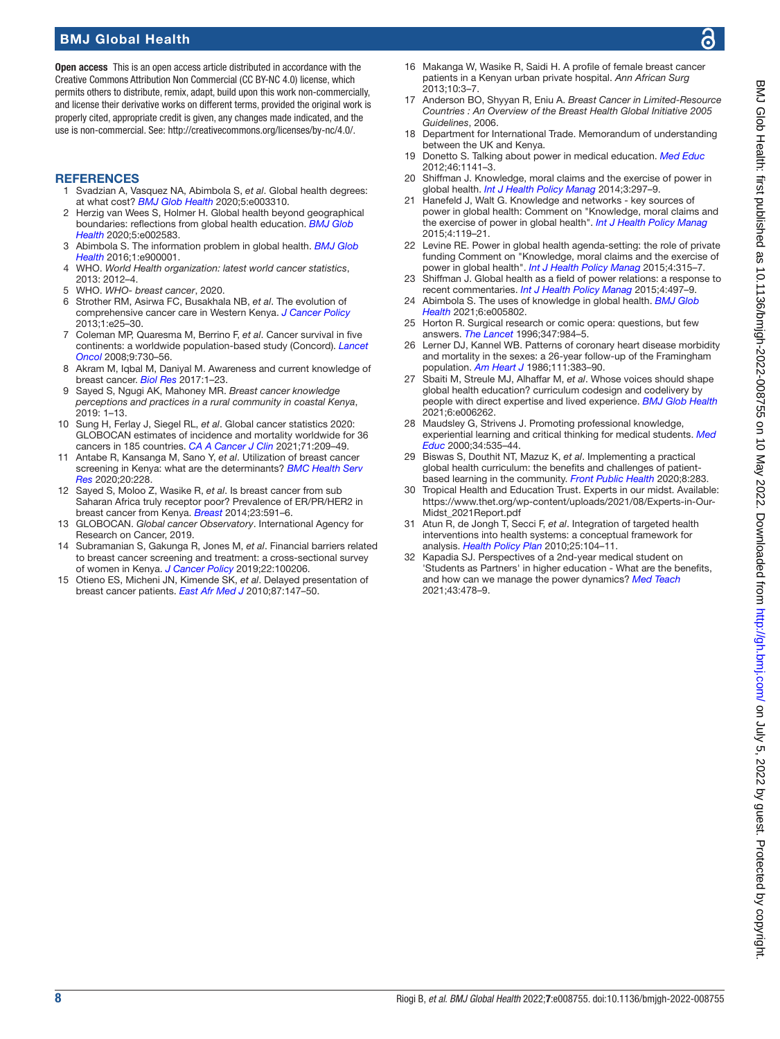**Open access** This is an open access article distributed in accordance with the Creative Commons Attribution Non Commercial (CC BY-NC 4.0) license, which permits others to distribute, remix, adapt, build upon this work non-commercially, and license their derivative works on different terms, provided the original work is properly cited, appropriate credit is given, any changes made indicated, and the use is non-commercial. See: http://creativecommons.org/licenses/by-nc/4.0/.

## REFERENCES

1. Svadzian A, Vasquez NA, Abimbola S, *et al*. Global health degrees: at what cost? *BMJ Glob Health* 2020;5:e003310.
2. Herzig van Wees S, Holmer H. Global health beyond geographical boundaries: reflections from global health education. *BMJ Glob Health* 2020;5:e002583.
3. Abimbola S. The information problem in global health. *BMJ Glob Health* 2016;1:e900001.
4. WHO. *World Health organization: latest world cancer statistics*, 2013: 2012–4.
5. WHO. *WHO- breast cancer*, 2020.
6. Strother RM, Asirwa FC, Busakhala NB, *et al*. The evolution of comprehensive cancer care in Western Kenya. *J Cancer Policy* 2013;1:e25–30.
7. Coleman MP, Quaresma M, Berrino F, *et al*. Cancer survival in five continents: a worldwide population-based study (Concord). *Lancet Oncol* 2008;9:730–56.
8. Akram M, Iqbal M, Daniyal M. Awareness and current knowledge of breast cancer. *Biol Res* 2017:1–23.
9. Sayed S, Ngugi AK, Mahoney MR. *Breast cancer knowledge perceptions and practices in a rural community in coastal Kenya*, 2019: 1–13.
10. Sung H, Ferlay J, Siegel RL, *et al*. Global cancer statistics 2020: GLOBOCAN estimates of incidence and mortality worldwide for 36 cancers in 185 countries. *CA A Cancer J Clin* 2021;71:209–49.
11. Antabe R, Kansanga M, Sano Y, *et al*. Utilization of breast cancer screening in Kenya: what are the determinants? *BMC Health Serv Res* 2020;20:228.
12. Sayed S, Moloo Z, Wasike R, *et al*. Is breast cancer from sub Saharan Africa truly receptor poor? Prevalence of ER/PR/HER2 in breast cancer from Kenya. *Breast* 2014;23:591–6.
13. GLOBOCAN. *Global cancer Observatory*. International Agency for Research on Cancer, 2019.
14. Subramanian S, Gakunga R, Jones M, *et al*. Financial barriers related to breast cancer screening and treatment: a cross-sectional survey of women in Kenya. *J Cancer Policy* 2019;22:100206.
15. Otieno ES, Micheni JN, Kimende SK, *et al*. Delayed presentation of breast cancer patients. *East Afr Med J* 2010;87:147–50.
16. Makanga W, Wasike R, Saidi H. A profile of female breast cancer patients in a Kenyan urban private hospital. *Ann African Surg* 2013;10:3–7.
17. Anderson BO, Shyyan R, Eniu A. *Breast Cancer in Limited-Resource Countries : An Overview of the Breast Health Global Initiative 2005 Guidelines*, 2006.
18. Department for International Trade. Memorandum of understanding between the UK and Kenya.
19. Donetto S. Talking about power in medical education. *Med Educ* 2012;46:1141–3.
20. Shiffman J. Knowledge, moral claims and the exercise of power in global health. *Int J Health Policy Manag* 2014;3:297–9.
21. Hanefeld J, Walt G. Knowledge and networks - key sources of power in global health: Comment on "Knowledge, moral claims and the exercise of power in global health". *Int J Health Policy Manag* 2015;4:119–21.
22. Levine RE. Power in global health agenda-setting: the role of private funding Comment on "Knowledge, moral claims and the exercise of power in global health". *Int J Health Policy Manag* 2015;4:315–7.
23. Shiffman J. Global health as a field of power relations: a response to recent commentaries. *Int J Health Policy Manag* 2015;4:497–9.
24. Abimbola S. The uses of knowledge in global health. *BMJ Glob Health* 2021;6:e005802.
25. Horton R. Surgical research or comic opera: questions, but few answers. *The Lancet* 1996;347:984–5.
26. Lerner DJ, Kannel WB. Patterns of coronary heart disease morbidity and mortality in the sexes: a 26-year follow-up of the Framingham population. *Am Heart J* 1986;111:383–90.
27. Sbaiti M, Streule MJ, Alhaffar M, *et al*. Whose voices should shape global health education? curriculum codesign and codelivery by people with direct expertise and lived experience. *BMJ Glob Health* 2021;6:e006262.
28. Maudsley G, Strivens J. Promoting professional knowledge, experiential learning and critical thinking for medical students. *Med Educ* 2000;34:535–44.
29. Biswas S, Douthit NT, Mazuz K, *et al*. Implementing a practical global health curriculum: the benefits and challenges of patient-based learning in the community. *Front Public Health* 2020;8:283.
30. Tropical Health and Education Trust. Experts in our midst. Available: https://www.thet.org/wp-content/uploads/2021/08/Experts-in-Our-Midst_2021Report.pdf
31. Atun R, de Jongh T, Secci F, *et al*. Integration of targeted health interventions into health systems: a conceptual framework for analysis. *Health Policy Plan* 2010;25:104–11.
32. Kapadia SJ. Perspectives of a 2nd-year medical student on 'Students as Partners' in higher education - What are the benefits, and how can we manage the power dynamics? *Med Teach* 2021;43:478–9.